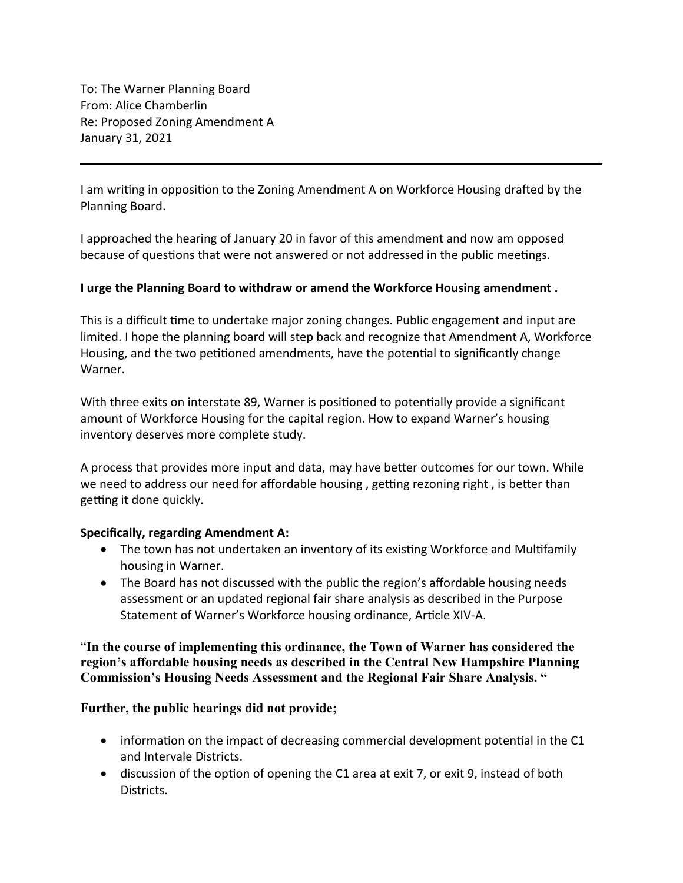To: The Warner Planning Board
From: Alice Chamberlin
Re: Proposed Zoning Amendment A
January 31, 2021

---

I am writing in opposition to the Zoning Amendment A on Workforce Housing drafted by the Planning Board.

I approached the hearing of January 20 in favor of this amendment and now am opposed because of questions that were not answered or not addressed in the public meetings.

**I urge the Planning Board to withdraw or amend the Workforce Housing amendment .**

This is a difficult time to undertake major zoning changes. Public engagement and input are limited. I hope the planning board will step back and recognize that Amendment A, Workforce Housing, and the two petitioned amendments, have the potential to significantly change Warner.

With three exits on interstate 89, Warner is positioned to potentially provide a significant amount of Workforce Housing for the capital region. How to expand Warner's housing inventory deserves more complete study.

A process that provides more input and data, may have better outcomes for our town. While we need to address our need for affordable housing , getting rezoning right , is better than getting it done quickly.

**Specifically, regarding Amendment A:**

- The town has not undertaken an inventory of its existing Workforce and Multifamily housing in Warner.
- The Board has not discussed with the public the region's affordable housing needs assessment or an updated regional fair share analysis as described in the Purpose Statement of Warner's Workforce housing ordinance, Article XIV-A.

"**In the course of implementing this ordinance, the Town of Warner has considered the region's affordable housing needs as described in the Central New Hampshire Planning Commission's Housing Needs Assessment and the Regional Fair Share Analysis. "**

**Further, the public hearings did not provide;**

- information on the impact of decreasing commercial development potential in the C1 and Intervale Districts.
- discussion of the option of opening the C1 area at exit 7, or exit 9, instead of both Districts.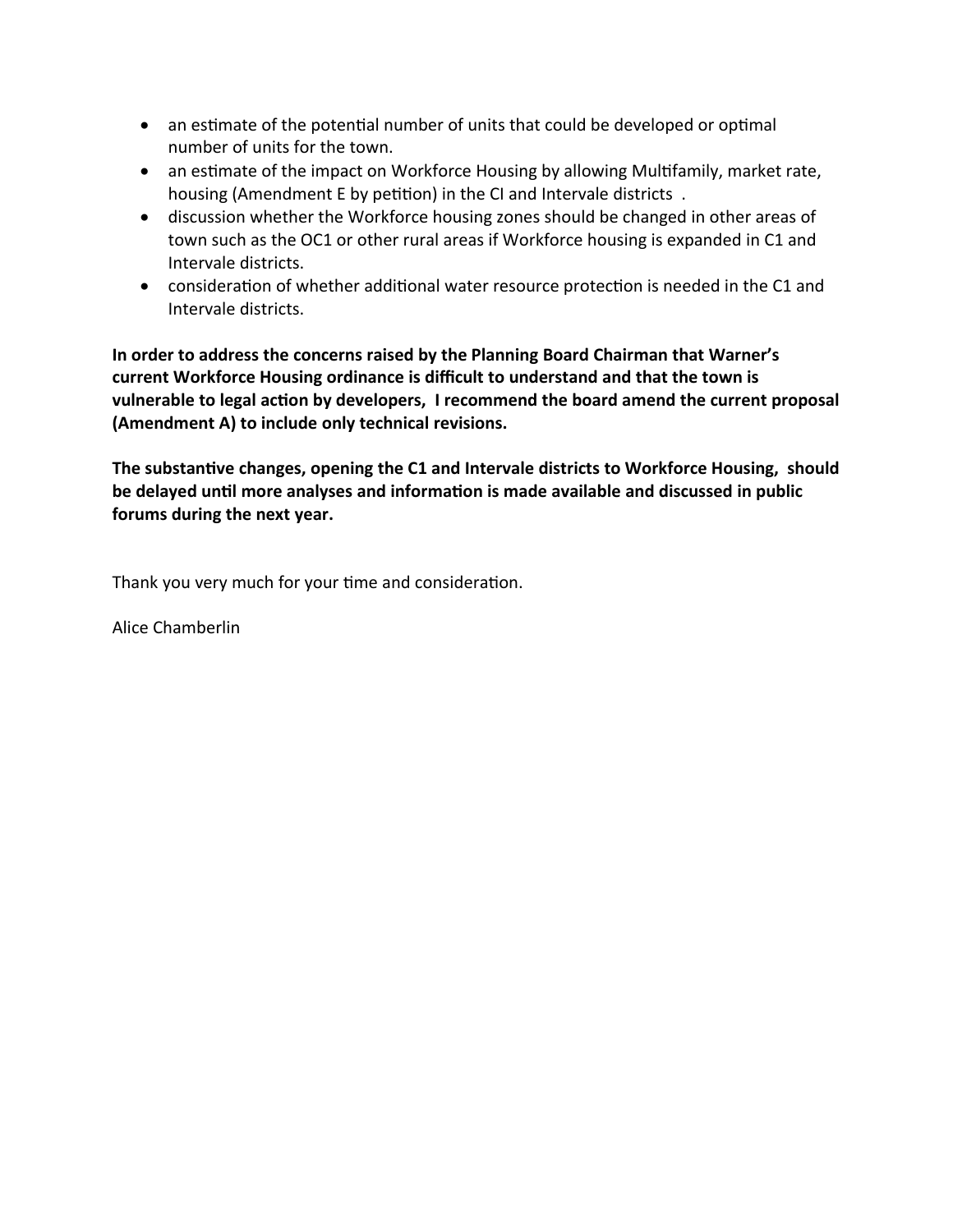- an estimate of the potential number of units that could be developed or optimal number of units for the town.
- an estimate of the impact on Workforce Housing by allowing Multifamily, market rate, housing (Amendment E by petition) in the CI and Intervale districts .
- discussion whether the Workforce housing zones should be changed in other areas of town such as the OC1 or other rural areas if Workforce housing is expanded in C1 and Intervale districts.
- consideration of whether additional water resource protection is needed in the C1 and Intervale districts.

**In order to address the concerns raised by the Planning Board Chairman that Warner's current Workforce Housing ordinance is difficult to understand and that the town is vulnerable to legal action by developers, I recommend the board amend the current proposal (Amendment A) to include only technical revisions.**

**The substantive changes, opening the C1 and Intervale districts to Workforce Housing, should be delayed until more analyses and information is made available and discussed in public forums during the next year.**

Thank you very much for your time and consideration.

Alice Chamberlin